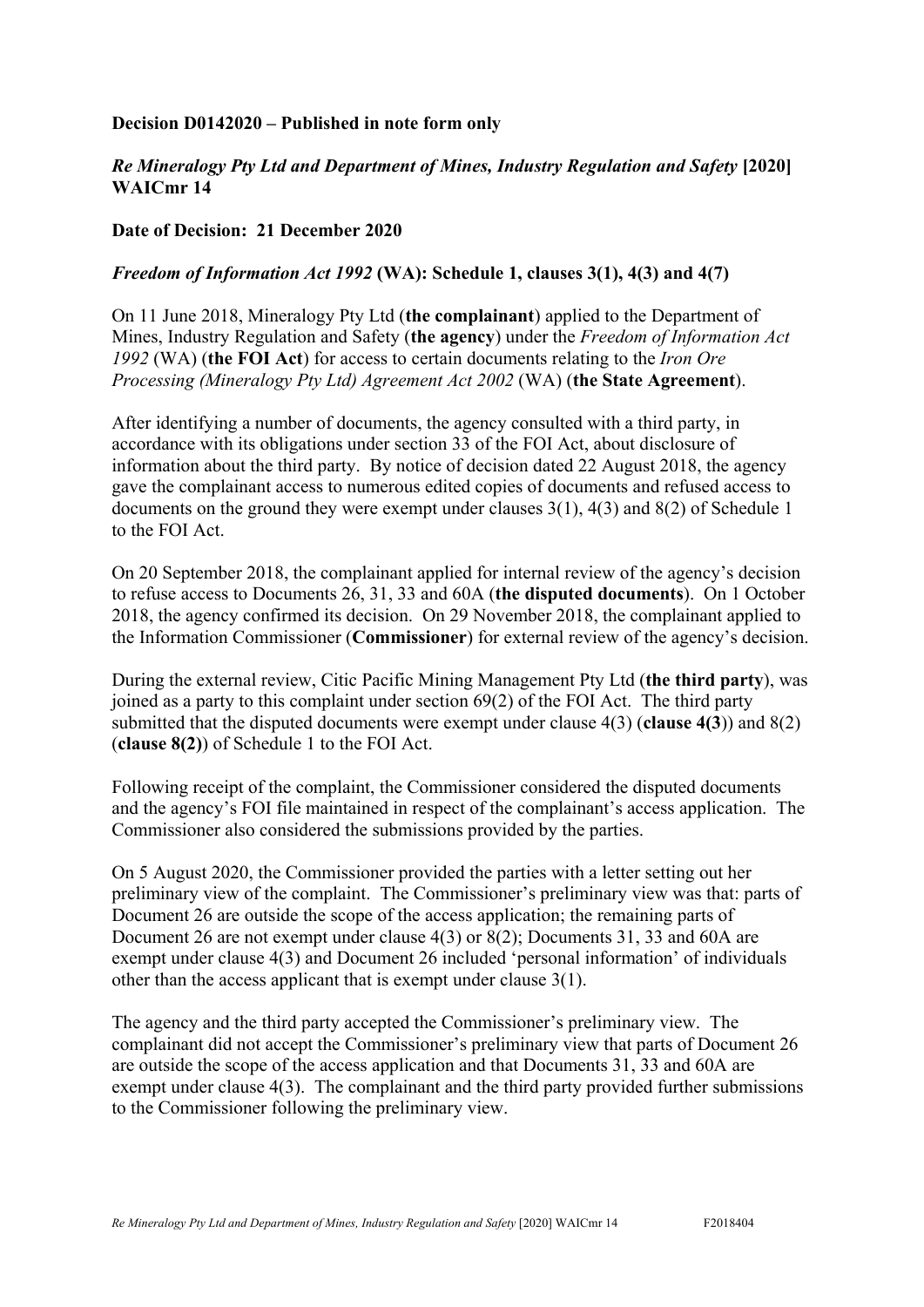**Decision D0142020 – Published in note form only**

***Re Mineralogy Pty Ltd and Department of Mines, Industry Regulation and Safety*** **[2020] WAICmr 14**

**Date of Decision: 21 December 2020**

***Freedom of Information Act 1992*** **(WA): Schedule 1, clauses 3(1), 4(3) and 4(7)**

On 11 June 2018, Mineralogy Pty Ltd (**the complainant**) applied to the Department of Mines, Industry Regulation and Safety (**the agency**) under the *Freedom of Information Act 1992* (WA) (**the FOI Act**) for access to certain documents relating to the *Iron Ore Processing (Mineralogy Pty Ltd) Agreement Act 2002* (WA) (**the State Agreement**).

After identifying a number of documents, the agency consulted with a third party, in accordance with its obligations under section 33 of the FOI Act, about disclosure of information about the third party. By notice of decision dated 22 August 2018, the agency gave the complainant access to numerous edited copies of documents and refused access to documents on the ground they were exempt under clauses 3(1), 4(3) and 8(2) of Schedule 1 to the FOI Act.

On 20 September 2018, the complainant applied for internal review of the agency's decision to refuse access to Documents 26, 31, 33 and 60A (**the disputed documents**). On 1 October 2018, the agency confirmed its decision. On 29 November 2018, the complainant applied to the Information Commissioner (**Commissioner**) for external review of the agency's decision.

During the external review, Citic Pacific Mining Management Pty Ltd (**the third party**), was joined as a party to this complaint under section 69(2) of the FOI Act. The third party submitted that the disputed documents were exempt under clause 4(3) (**clause 4(3**)) and 8(2) (**clause 8(2)**) of Schedule 1 to the FOI Act.

Following receipt of the complaint, the Commissioner considered the disputed documents and the agency's FOI file maintained in respect of the complainant's access application. The Commissioner also considered the submissions provided by the parties.

On 5 August 2020, the Commissioner provided the parties with a letter setting out her preliminary view of the complaint. The Commissioner's preliminary view was that: parts of Document 26 are outside the scope of the access application; the remaining parts of Document 26 are not exempt under clause 4(3) or 8(2); Documents 31, 33 and 60A are exempt under clause 4(3) and Document 26 included 'personal information' of individuals other than the access applicant that is exempt under clause 3(1).

The agency and the third party accepted the Commissioner's preliminary view. The complainant did not accept the Commissioner's preliminary view that parts of Document 26 are outside the scope of the access application and that Documents 31, 33 and 60A are exempt under clause 4(3). The complainant and the third party provided further submissions to the Commissioner following the preliminary view.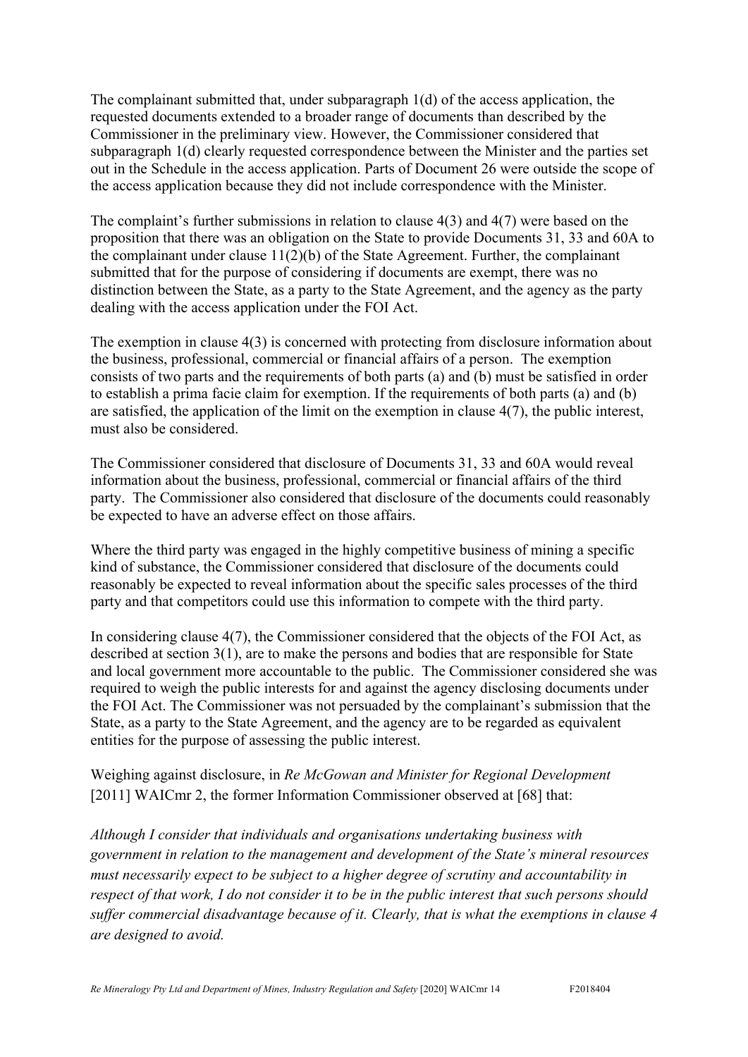The complainant submitted that, under subparagraph 1(d) of the access application, the requested documents extended to a broader range of documents than described by the Commissioner in the preliminary view. However, the Commissioner considered that subparagraph 1(d) clearly requested correspondence between the Minister and the parties set out in the Schedule in the access application. Parts of Document 26 were outside the scope of the access application because they did not include correspondence with the Minister.

The complaint's further submissions in relation to clause 4(3) and 4(7) were based on the proposition that there was an obligation on the State to provide Documents 31, 33 and 60A to the complainant under clause 11(2)(b) of the State Agreement. Further, the complainant submitted that for the purpose of considering if documents are exempt, there was no distinction between the State, as a party to the State Agreement, and the agency as the party dealing with the access application under the FOI Act.

The exemption in clause 4(3) is concerned with protecting from disclosure information about the business, professional, commercial or financial affairs of a person. The exemption consists of two parts and the requirements of both parts (a) and (b) must be satisfied in order to establish a prima facie claim for exemption. If the requirements of both parts (a) and (b) are satisfied, the application of the limit on the exemption in clause 4(7), the public interest, must also be considered.

The Commissioner considered that disclosure of Documents 31, 33 and 60A would reveal information about the business, professional, commercial or financial affairs of the third party. The Commissioner also considered that disclosure of the documents could reasonably be expected to have an adverse effect on those affairs.

Where the third party was engaged in the highly competitive business of mining a specific kind of substance, the Commissioner considered that disclosure of the documents could reasonably be expected to reveal information about the specific sales processes of the third party and that competitors could use this information to compete with the third party.

In considering clause 4(7), the Commissioner considered that the objects of the FOI Act, as described at section 3(1), are to make the persons and bodies that are responsible for State and local government more accountable to the public. The Commissioner considered she was required to weigh the public interests for and against the agency disclosing documents under the FOI Act. The Commissioner was not persuaded by the complainant's submission that the State, as a party to the State Agreement, and the agency are to be regarded as equivalent entities for the purpose of assessing the public interest.

Weighing against disclosure, in *Re McGowan and Minister for Regional Development* [2011] WAICmr 2, the former Information Commissioner observed at [68] that:

*Although I consider that individuals and organisations undertaking business with government in relation to the management and development of the State's mineral resources must necessarily expect to be subject to a higher degree of scrutiny and accountability in respect of that work, I do not consider it to be in the public interest that such persons should suffer commercial disadvantage because of it. Clearly, that is what the exemptions in clause 4 are designed to avoid.*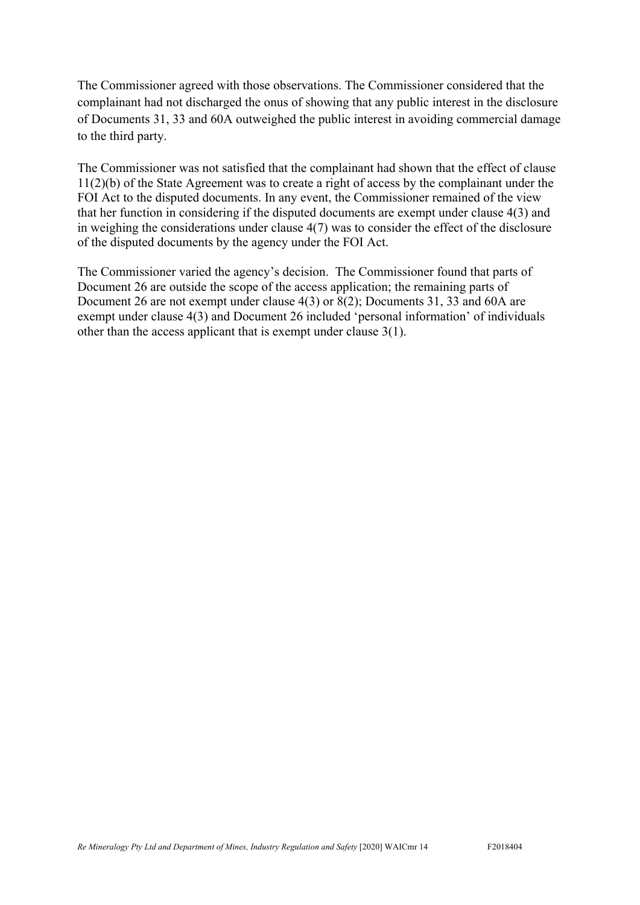The Commissioner agreed with those observations. The Commissioner considered that the complainant had not discharged the onus of showing that any public interest in the disclosure of Documents 31, 33 and 60A outweighed the public interest in avoiding commercial damage to the third party.

The Commissioner was not satisfied that the complainant had shown that the effect of clause 11(2)(b) of the State Agreement was to create a right of access by the complainant under the FOI Act to the disputed documents. In any event, the Commissioner remained of the view that her function in considering if the disputed documents are exempt under clause 4(3) and in weighing the considerations under clause 4(7) was to consider the effect of the disclosure of the disputed documents by the agency under the FOI Act.

The Commissioner varied the agency's decision. The Commissioner found that parts of Document 26 are outside the scope of the access application; the remaining parts of Document 26 are not exempt under clause 4(3) or 8(2); Documents 31, 33 and 60A are exempt under clause 4(3) and Document 26 included 'personal information' of individuals other than the access applicant that is exempt under clause 3(1).